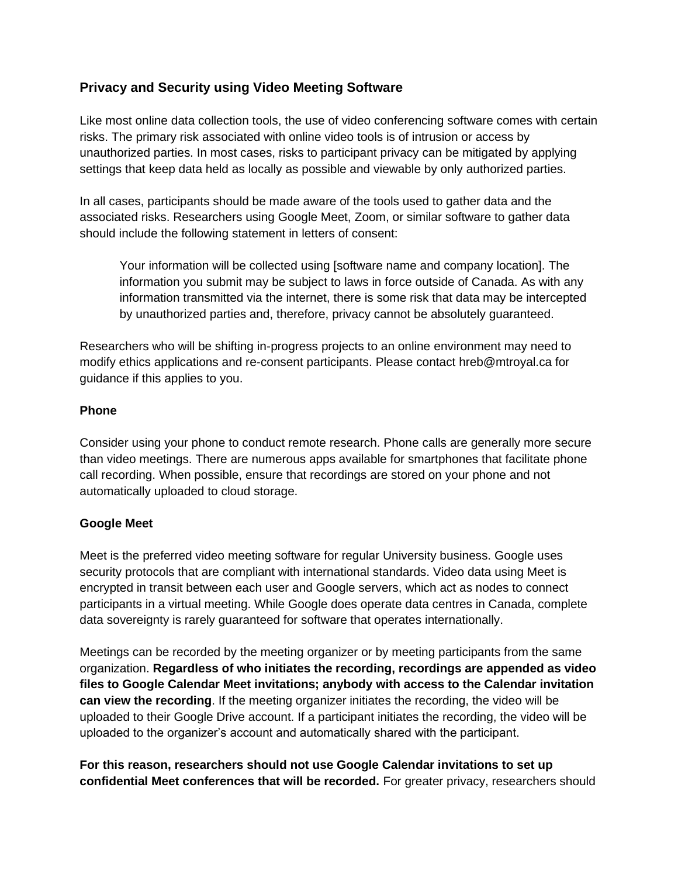## Privacy and Security using Video Meeting Software

Like most online data collection tools, the use of video conferencing software comes with certain risks. The primary risk associated with online video tools is of intrusion or access by unauthorized parties. In most cases, risks to participant privacy can be mitigated by applying settings that keep data held as locally as possible and viewable by only authorized parties.

In all cases, participants should be made aware of the tools used to gather data and the associated risks. Researchers using Google Meet, Zoom, or similar software to gather data should include the following statement in letters of consent:

> Your information will be collected using [software name and company location]. The information you submit may be subject to laws in force outside of Canada. As with any information transmitted via the internet, there is some risk that data may be intercepted by unauthorized parties and, therefore, privacy cannot be absolutely guaranteed.

Researchers who will be shifting in-progress projects to an online environment may need to modify ethics applications and re-consent participants. Please contact hreb@mtroyal.ca for guidance if this applies to you.

### Phone

Consider using your phone to conduct remote research. Phone calls are generally more secure than video meetings. There are numerous apps available for smartphones that facilitate phone call recording. When possible, ensure that recordings are stored on your phone and not automatically uploaded to cloud storage.

### Google Meet

Meet is the preferred video meeting software for regular University business. Google uses security protocols that are compliant with international standards. Video data using Meet is encrypted in transit between each user and Google servers, which act as nodes to connect participants in a virtual meeting. While Google does operate data centres in Canada, complete data sovereignty is rarely guaranteed for software that operates internationally.

Meetings can be recorded by the meeting organizer or by meeting participants from the same organization. **Regardless of who initiates the recording, recordings are appended as video files to Google Calendar Meet invitations; anybody with access to the Calendar invitation can view the recording**. If the meeting organizer initiates the recording, the video will be uploaded to their Google Drive account. If a participant initiates the recording, the video will be uploaded to the organizer's account and automatically shared with the participant.

**For this reason, researchers should not use Google Calendar invitations to set up confidential Meet conferences that will be recorded.** For greater privacy, researchers should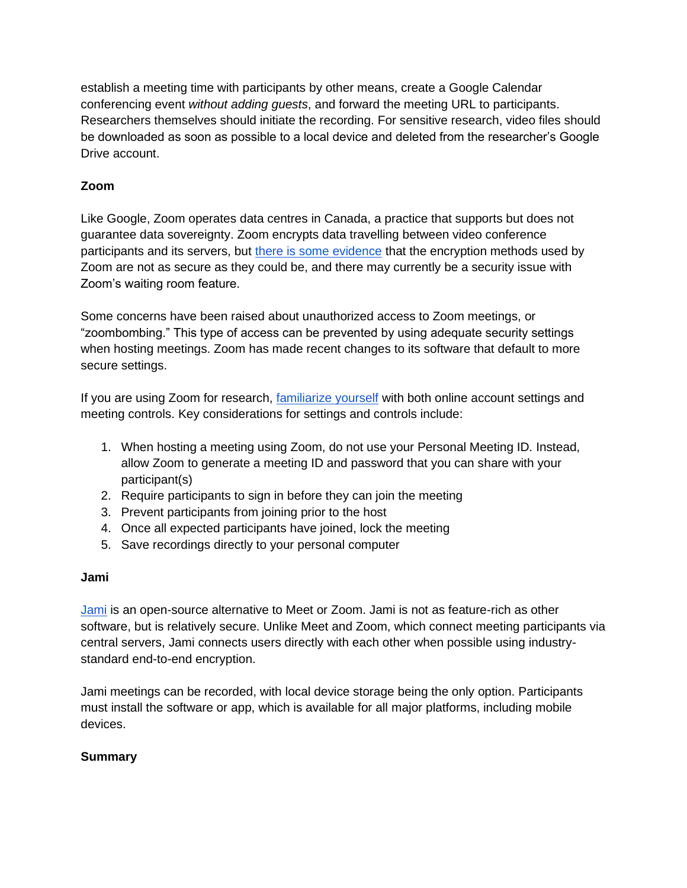establish a meeting time with participants by other means, create a Google Calendar conferencing event *without adding guests*, and forward the meeting URL to participants. Researchers themselves should initiate the recording. For sensitive research, video files should be downloaded as soon as possible to a local device and deleted from the researcher's Google Drive account.

**Zoom**

Like Google, Zoom operates data centres in Canada, a practice that supports but does not guarantee data sovereignty. Zoom encrypts data travelling between video conference participants and its servers, but [there is some evidence]() that the encryption methods used by Zoom are not as secure as they could be, and there may currently be a security issue with Zoom's waiting room feature.

Some concerns have been raised about unauthorized access to Zoom meetings, or "zoombombing." This type of access can be prevented by using adequate security settings when hosting meetings. Zoom has made recent changes to its software that default to more secure settings.

If you are using Zoom for research, [familiarize yourself]() with both online account settings and meeting controls. Key considerations for settings and controls include:

1. When hosting a meeting using Zoom, do not use your Personal Meeting ID. Instead, allow Zoom to generate a meeting ID and password that you can share with your participant(s)
2. Require participants to sign in before they can join the meeting
3. Prevent participants from joining prior to the host
4. Once all expected participants have joined, lock the meeting
5. Save recordings directly to your personal computer

**Jami**

[Jami]() is an open-source alternative to Meet or Zoom. Jami is not as feature-rich as other software, but is relatively secure. Unlike Meet and Zoom, which connect meeting participants via central servers, Jami connects users directly with each other when possible using industry-standard end-to-end encryption.

Jami meetings can be recorded, with local device storage being the only option. Participants must install the software or app, which is available for all major platforms, including mobile devices.

**Summary**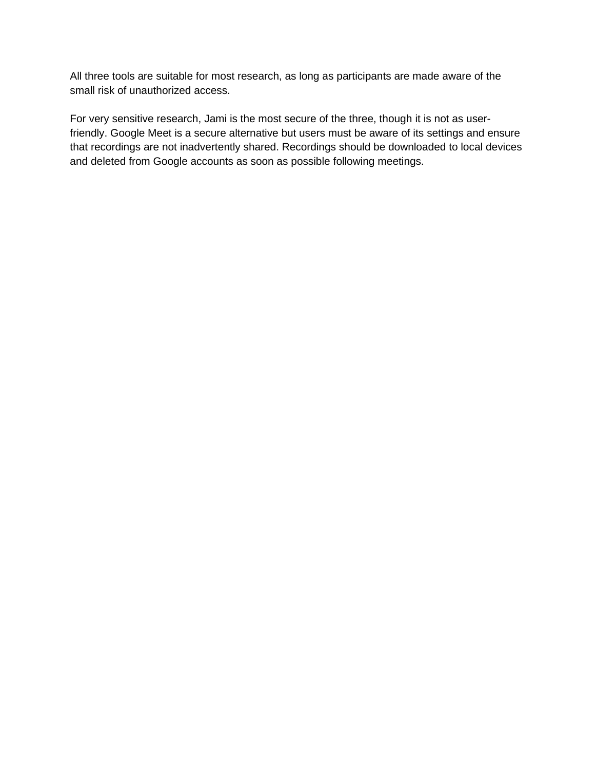All three tools are suitable for most research, as long as participants are made aware of the small risk of unauthorized access.

For very sensitive research, Jami is the most secure of the three, though it is not as user-friendly. Google Meet is a secure alternative but users must be aware of its settings and ensure that recordings are not inadvertently shared. Recordings should be downloaded to local devices and deleted from Google accounts as soon as possible following meetings.